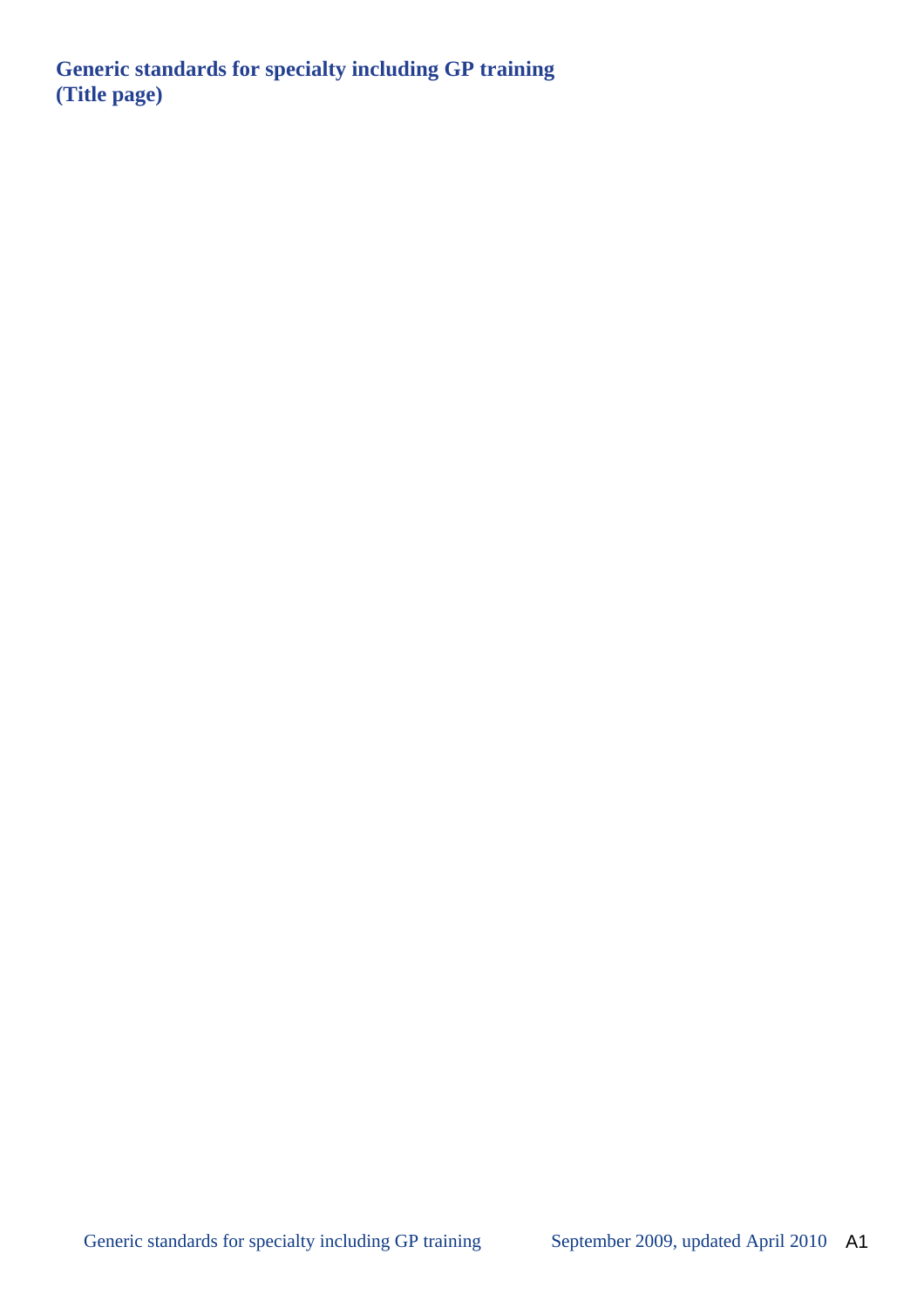# Generic standards for specialty including GP training
**(Title page)**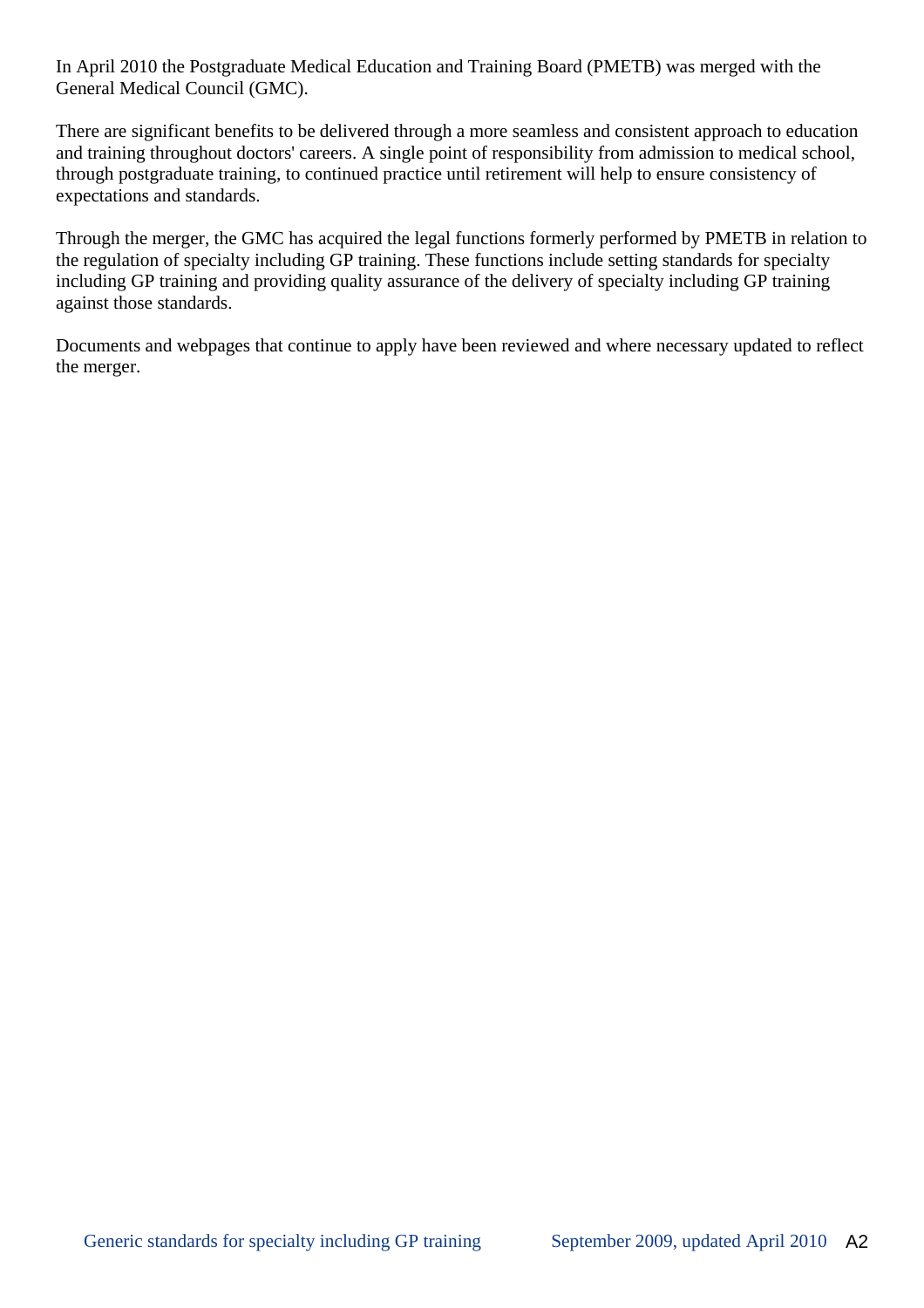In April 2010 the Postgraduate Medical Education and Training Board (PMETB) was merged with the General Medical Council (GMC).

There are significant benefits to be delivered through a more seamless and consistent approach to education and training throughout doctors' careers. A single point of responsibility from admission to medical school, through postgraduate training, to continued practice until retirement will help to ensure consistency of expectations and standards.

Through the merger, the GMC has acquired the legal functions formerly performed by PMETB in relation to the regulation of specialty including GP training. These functions include setting standards for specialty including GP training and providing quality assurance of the delivery of specialty including GP training against those standards.

Documents and webpages that continue to apply have been reviewed and where necessary updated to reflect the merger.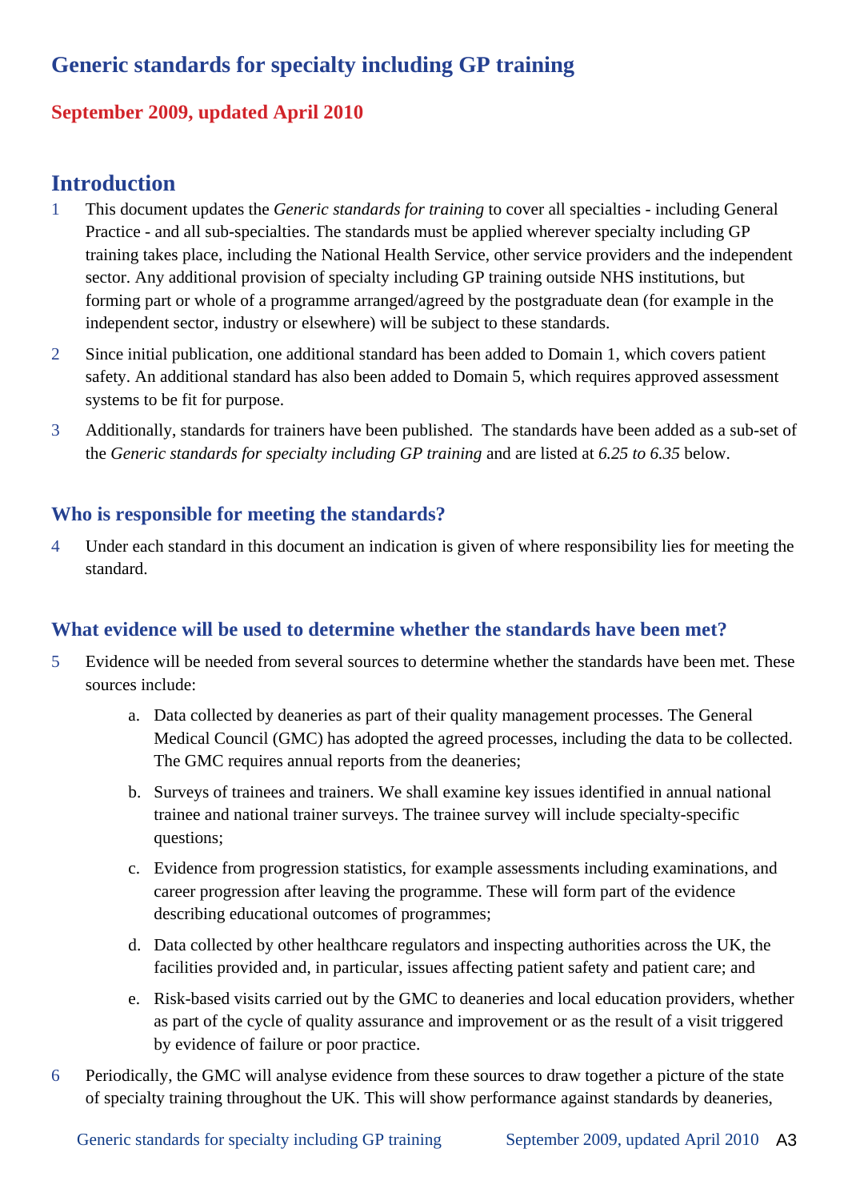# Generic standards for specialty including GP training

**September 2009, updated April 2010**

## Introduction

1 This document updates the *Generic standards for training* to cover all specialties - including General Practice - and all sub-specialties. The standards must be applied wherever specialty including GP training takes place, including the National Health Service, other service providers and the independent sector. Any additional provision of specialty including GP training outside NHS institutions, but forming part or whole of a programme arranged/agreed by the postgraduate dean (for example in the independent sector, industry or elsewhere) will be subject to these standards.

2 Since initial publication, one additional standard has been added to Domain 1, which covers patient safety. An additional standard has also been added to Domain 5, which requires approved assessment systems to be fit for purpose.

3 Additionally, standards for trainers have been published. The standards have been added as a sub-set of the *Generic standards for specialty including GP training* and are listed at *6.25 to 6.35* below.

### Who is responsible for meeting the standards?

4 Under each standard in this document an indication is given of where responsibility lies for meeting the standard.

### What evidence will be used to determine whether the standards have been met?

5 Evidence will be needed from several sources to determine whether the standards have been met. These sources include:

a. Data collected by deaneries as part of their quality management processes. The General Medical Council (GMC) has adopted the agreed processes, including the data to be collected. The GMC requires annual reports from the deaneries;

b. Surveys of trainees and trainers. We shall examine key issues identified in annual national trainee and national trainer surveys. The trainee survey will include specialty-specific questions;

c. Evidence from progression statistics, for example assessments including examinations, and career progression after leaving the programme. These will form part of the evidence describing educational outcomes of programmes;

d. Data collected by other healthcare regulators and inspecting authorities across the UK, the facilities provided and, in particular, issues affecting patient safety and patient care; and

e. Risk-based visits carried out by the GMC to deaneries and local education providers, whether as part of the cycle of quality assurance and improvement or as the result of a visit triggered by evidence of failure or poor practice.

6 Periodically, the GMC will analyse evidence from these sources to draw together a picture of the state of specialty training throughout the UK. This will show performance against standards by deaneries,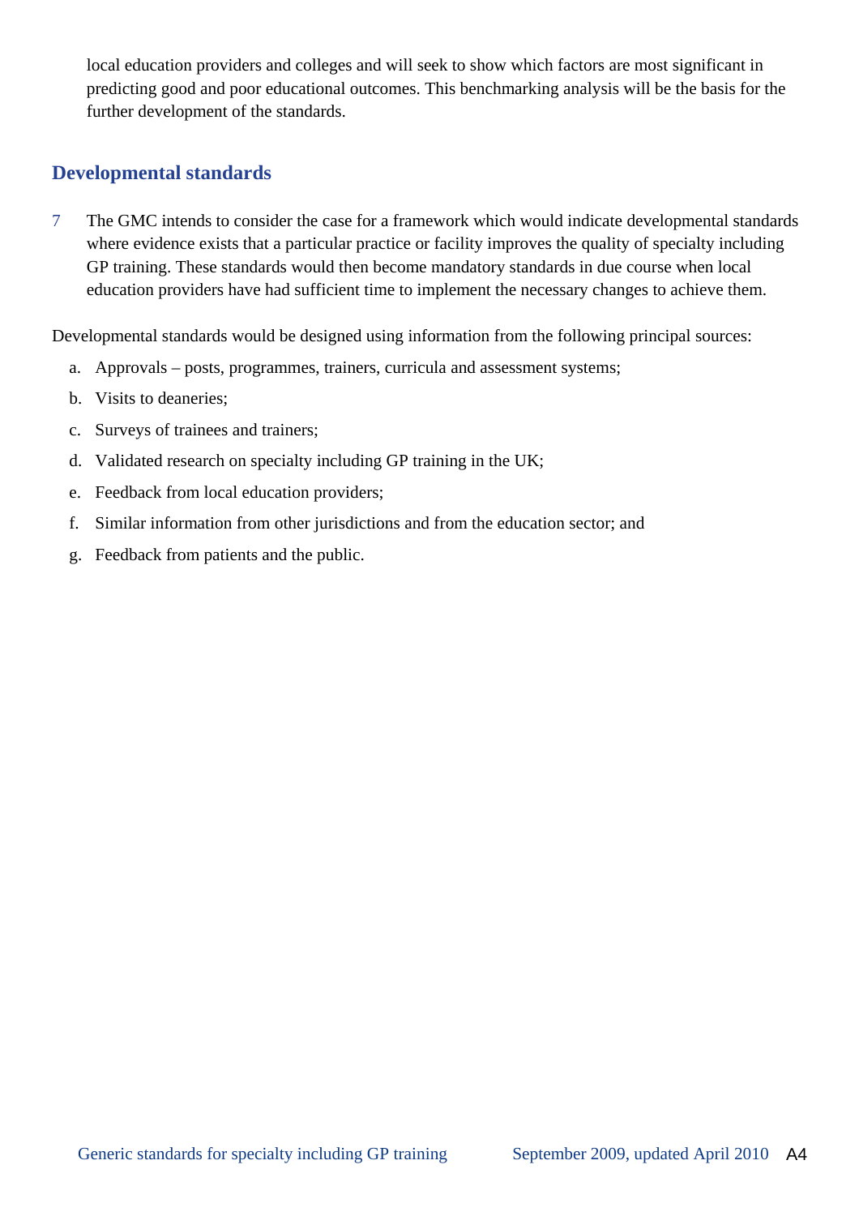local education providers and colleges and will seek to show which factors are most significant in predicting good and poor educational outcomes. This benchmarking analysis will be the basis for the further development of the standards.

## Developmental standards

7 The GMC intends to consider the case for a framework which would indicate developmental standards where evidence exists that a particular practice or facility improves the quality of specialty including GP training. These standards would then become mandatory standards in due course when local education providers have had sufficient time to implement the necessary changes to achieve them.

Developmental standards would be designed using information from the following principal sources:

a. Approvals – posts, programmes, trainers, curricula and assessment systems;

b. Visits to deaneries;

c. Surveys of trainees and trainers;

d. Validated research on specialty including GP training in the UK;

e. Feedback from local education providers;

f. Similar information from other jurisdictions and from the education sector; and

g. Feedback from patients and the public.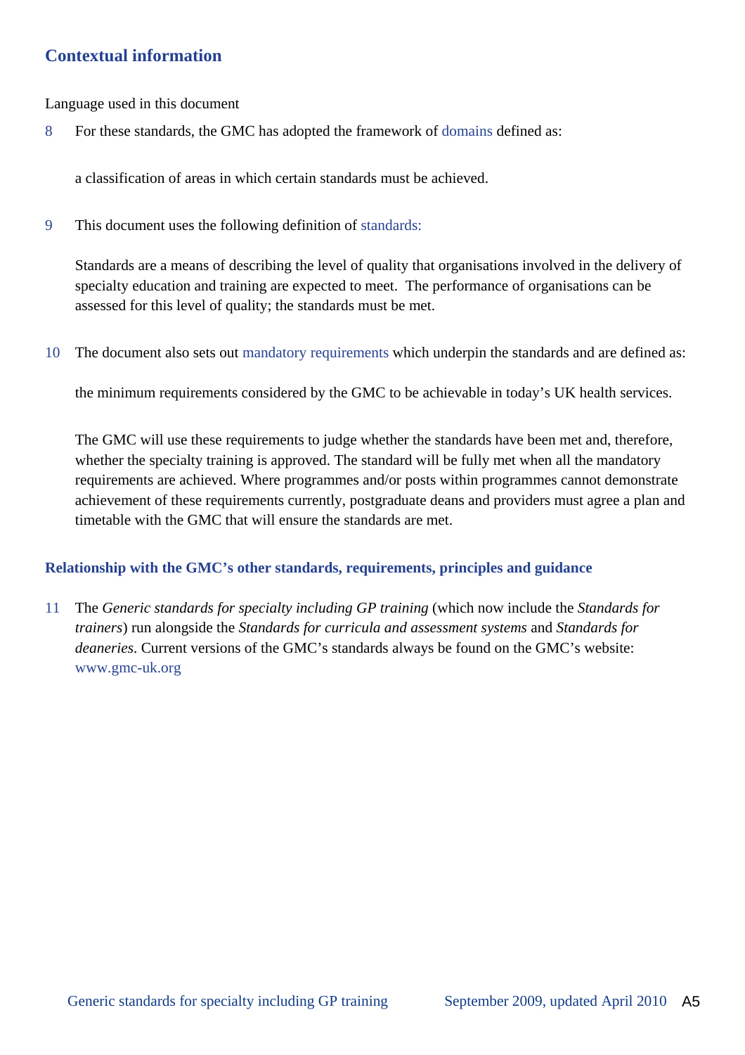## Contextual information

Language used in this document

8 For these standards, the GMC has adopted the framework of domains defined as:

a classification of areas in which certain standards must be achieved.

9 This document uses the following definition of standards:

Standards are a means of describing the level of quality that organisations involved in the delivery of specialty education and training are expected to meet. The performance of organisations can be assessed for this level of quality; the standards must be met.

10 The document also sets out mandatory requirements which underpin the standards and are defined as:

the minimum requirements considered by the GMC to be achievable in today's UK health services.

The GMC will use these requirements to judge whether the standards have been met and, therefore, whether the specialty training is approved. The standard will be fully met when all the mandatory requirements are achieved. Where programmes and/or posts within programmes cannot demonstrate achievement of these requirements currently, postgraduate deans and providers must agree a plan and timetable with the GMC that will ensure the standards are met.

### Relationship with the GMC's other standards, requirements, principles and guidance

11 The *Generic standards for specialty including GP training* (which now include the *Standards for trainers*) run alongside the *Standards for curricula and assessment systems* and *Standards for deaneries*. Current versions of the GMC's standards always be found on the GMC's website: www.gmc-uk.org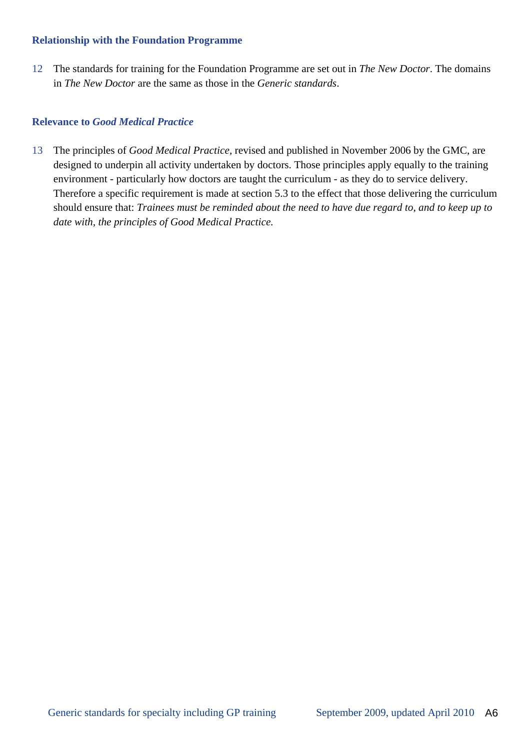### Relationship with the Foundation Programme

12 The standards for training for the Foundation Programme are set out in *The New Doctor*. The domains in *The New Doctor* are the same as those in the *Generic standards*.

### Relevance to *Good Medical Practice*

13 The principles of *Good Medical Practice*, revised and published in November 2006 by the GMC, are designed to underpin all activity undertaken by doctors. Those principles apply equally to the training environment - particularly how doctors are taught the curriculum - as they do to service delivery. Therefore a specific requirement is made at section 5.3 to the effect that those delivering the curriculum should ensure that: *Trainees must be reminded about the need to have due regard to, and to keep up to date with, the principles of Good Medical Practice.*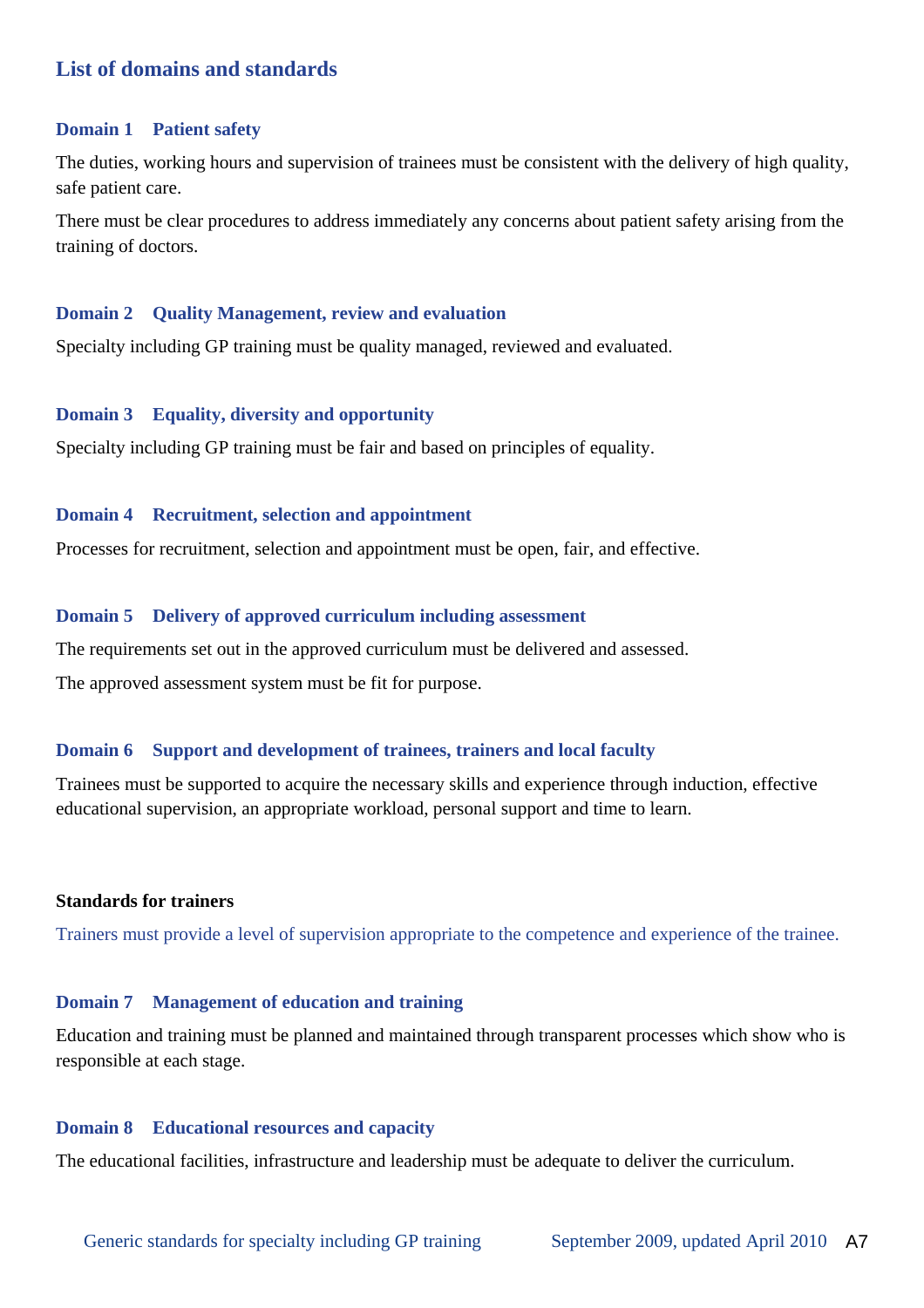## List of domains and standards

### Domain 1 Patient safety

The duties, working hours and supervision of trainees must be consistent with the delivery of high quality, safe patient care.

There must be clear procedures to address immediately any concerns about patient safety arising from the training of doctors.

### Domain 2 Quality Management, review and evaluation

Specialty including GP training must be quality managed, reviewed and evaluated.

### Domain 3 Equality, diversity and opportunity

Specialty including GP training must be fair and based on principles of equality.

### Domain 4 Recruitment, selection and appointment

Processes for recruitment, selection and appointment must be open, fair, and effective.

### Domain 5 Delivery of approved curriculum including assessment

The requirements set out in the approved curriculum must be delivered and assessed.

The approved assessment system must be fit for purpose.

### Domain 6 Support and development of trainees, trainers and local faculty

Trainees must be supported to acquire the necessary skills and experience through induction, effective educational supervision, an appropriate workload, personal support and time to learn.

**Standards for trainers**

Trainers must provide a level of supervision appropriate to the competence and experience of the trainee.

### Domain 7 Management of education and training

Education and training must be planned and maintained through transparent processes which show who is responsible at each stage.

### Domain 8 Educational resources and capacity

The educational facilities, infrastructure and leadership must be adequate to deliver the curriculum.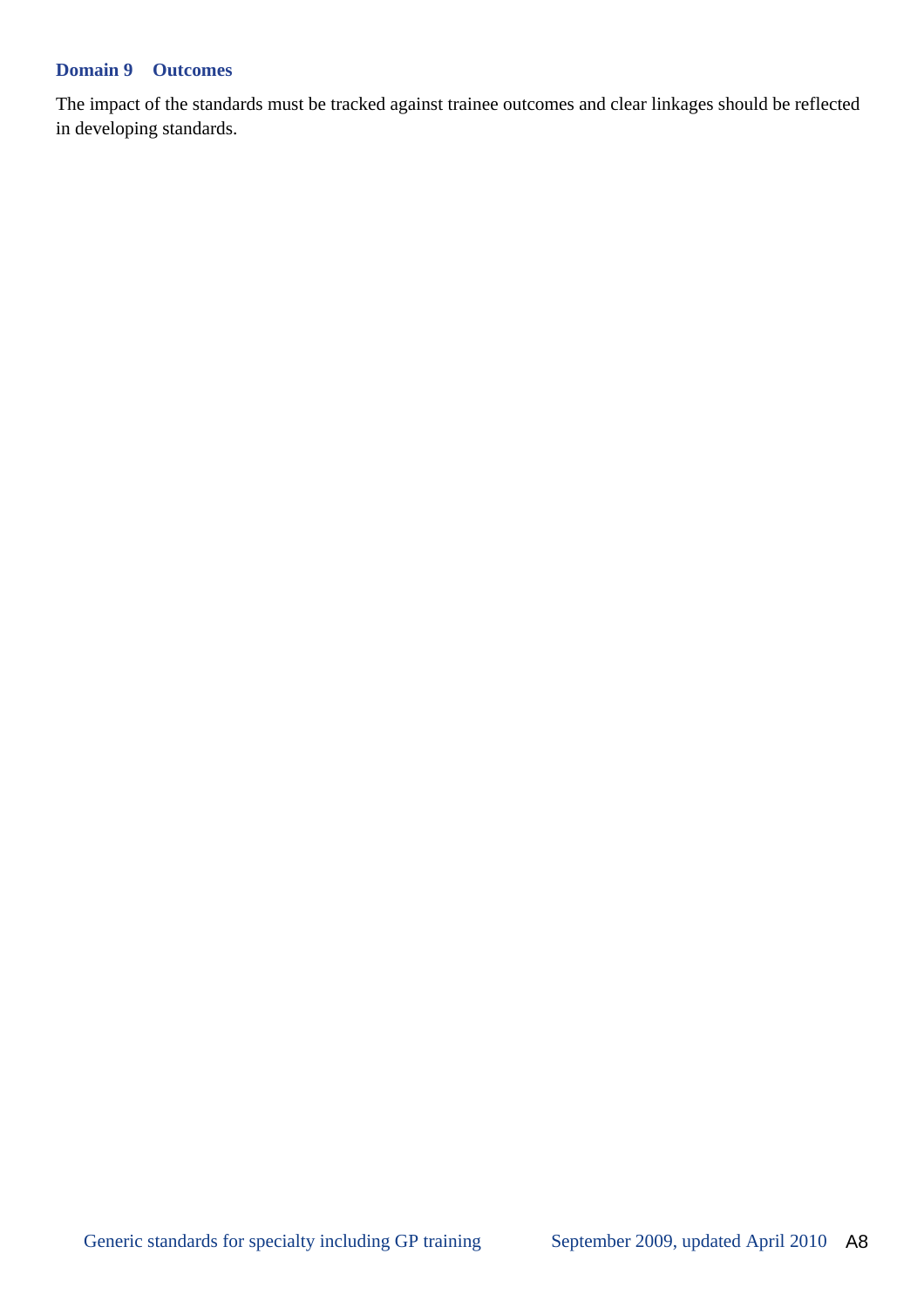### Domain 9 Outcomes

The impact of the standards must be tracked against trainee outcomes and clear linkages should be reflected in developing standards.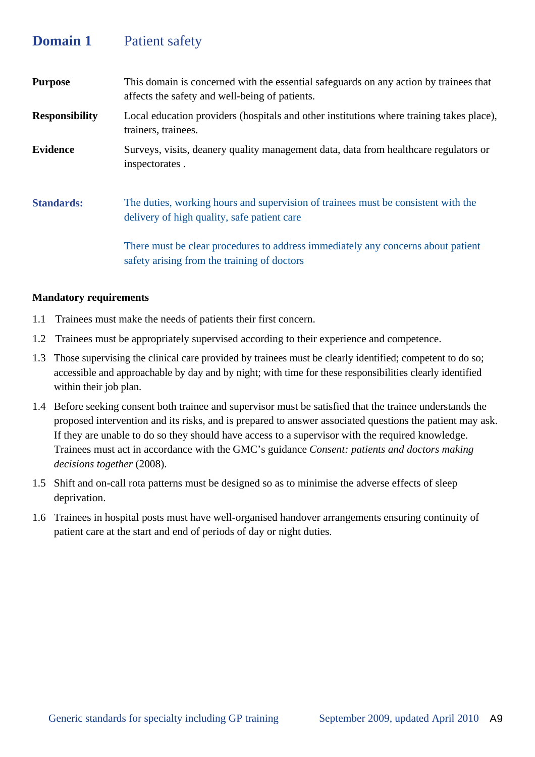## Domain 1 Patient safety

**Purpose** This domain is concerned with the essential safeguards on any action by trainees that affects the safety and well-being of patients.

**Responsibility** Local education providers (hospitals and other institutions where training takes place), trainers, trainees.

**Evidence** Surveys, visits, deanery quality management data, data from healthcare regulators or inspectorates .

**Standards:** The duties, working hours and supervision of trainees must be consistent with the delivery of high quality, safe patient care

There must be clear procedures to address immediately any concerns about patient safety arising from the training of doctors

**Mandatory requirements**

1.1 Trainees must make the needs of patients their first concern.

1.2 Trainees must be appropriately supervised according to their experience and competence.

1.3 Those supervising the clinical care provided by trainees must be clearly identified; competent to do so; accessible and approachable by day and by night; with time for these responsibilities clearly identified within their job plan.

1.4 Before seeking consent both trainee and supervisor must be satisfied that the trainee understands the proposed intervention and its risks, and is prepared to answer associated questions the patient may ask. If they are unable to do so they should have access to a supervisor with the required knowledge. Trainees must act in accordance with the GMC's guidance *Consent: patients and doctors making decisions together* (2008).

1.5 Shift and on-call rota patterns must be designed so as to minimise the adverse effects of sleep deprivation.

1.6 Trainees in hospital posts must have well-organised handover arrangements ensuring continuity of patient care at the start and end of periods of day or night duties.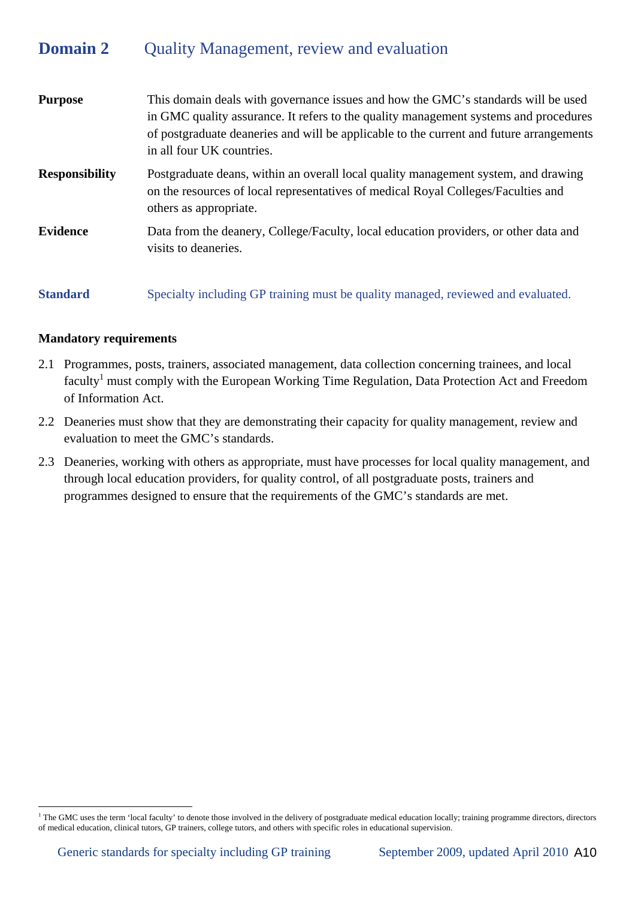# Domain 2 Quality Management, review and evaluation

**Purpose** This domain deals with governance issues and how the GMC's standards will be used in GMC quality assurance. It refers to the quality management systems and procedures of postgraduate deaneries and will be applicable to the current and future arrangements in all four UK countries.

**Responsibility** Postgraduate deans, within an overall local quality management system, and drawing on the resources of local representatives of medical Royal Colleges/Faculties and others as appropriate.

**Evidence** Data from the deanery, College/Faculty, local education providers, or other data and visits to deaneries.

**Standard** Specialty including GP training must be quality managed, reviewed and evaluated.

**Mandatory requirements**

2.1 Programmes, posts, trainers, associated management, data collection concerning trainees, and local faculty[1] must comply with the European Working Time Regulation, Data Protection Act and Freedom of Information Act.

2.2 Deaneries must show that they are demonstrating their capacity for quality management, review and evaluation to meet the GMC's standards.

2.3 Deaneries, working with others as appropriate, must have processes for local quality management, and through local education providers, for quality control, of all postgraduate posts, trainers and programmes designed to ensure that the requirements of the GMC's standards are met.

[1] The GMC uses the term 'local faculty' to denote those involved in the delivery of postgraduate medical education locally; training programme directors, directors of medical education, clinical tutors, GP trainers, college tutors, and others with specific roles in educational supervision.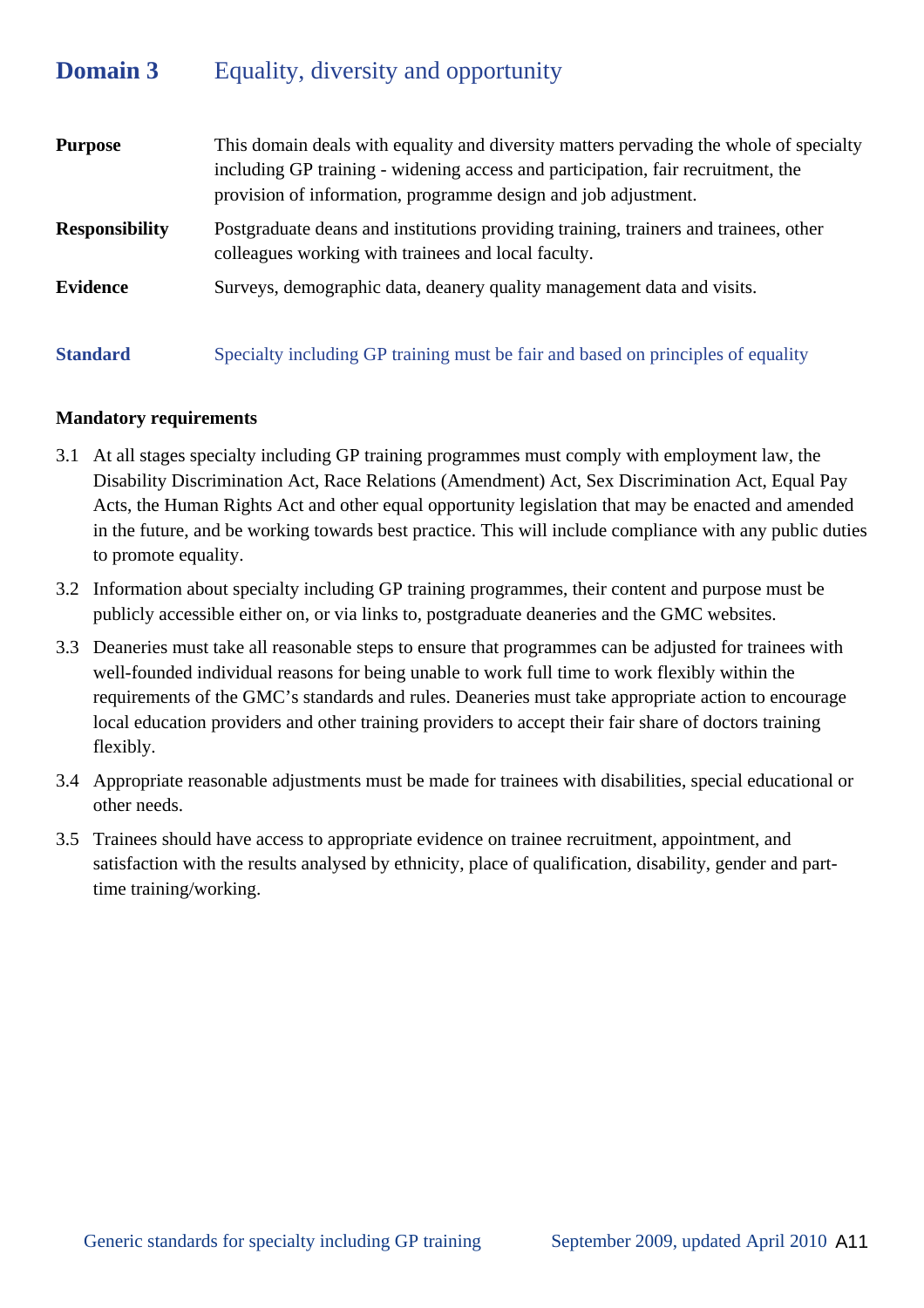# Domain 3 Equality, diversity and opportunity

**Purpose** This domain deals with equality and diversity matters pervading the whole of specialty including GP training - widening access and participation, fair recruitment, the provision of information, programme design and job adjustment.

**Responsibility** Postgraduate deans and institutions providing training, trainers and trainees, other colleagues working with trainees and local faculty.

**Evidence** Surveys, demographic data, deanery quality management data and visits.

## Standard Specialty including GP training must be fair and based on principles of equality

**Mandatory requirements**

3.1 At all stages specialty including GP training programmes must comply with employment law, the Disability Discrimination Act, Race Relations (Amendment) Act, Sex Discrimination Act, Equal Pay Acts, the Human Rights Act and other equal opportunity legislation that may be enacted and amended in the future, and be working towards best practice. This will include compliance with any public duties to promote equality.

3.2 Information about specialty including GP training programmes, their content and purpose must be publicly accessible either on, or via links to, postgraduate deaneries and the GMC websites.

3.3 Deaneries must take all reasonable steps to ensure that programmes can be adjusted for trainees with well-founded individual reasons for being unable to work full time to work flexibly within the requirements of the GMC's standards and rules. Deaneries must take appropriate action to encourage local education providers and other training providers to accept their fair share of doctors training flexibly.

3.4 Appropriate reasonable adjustments must be made for trainees with disabilities, special educational or other needs.

3.5 Trainees should have access to appropriate evidence on trainee recruitment, appointment, and satisfaction with the results analysed by ethnicity, place of qualification, disability, gender and part-time training/working.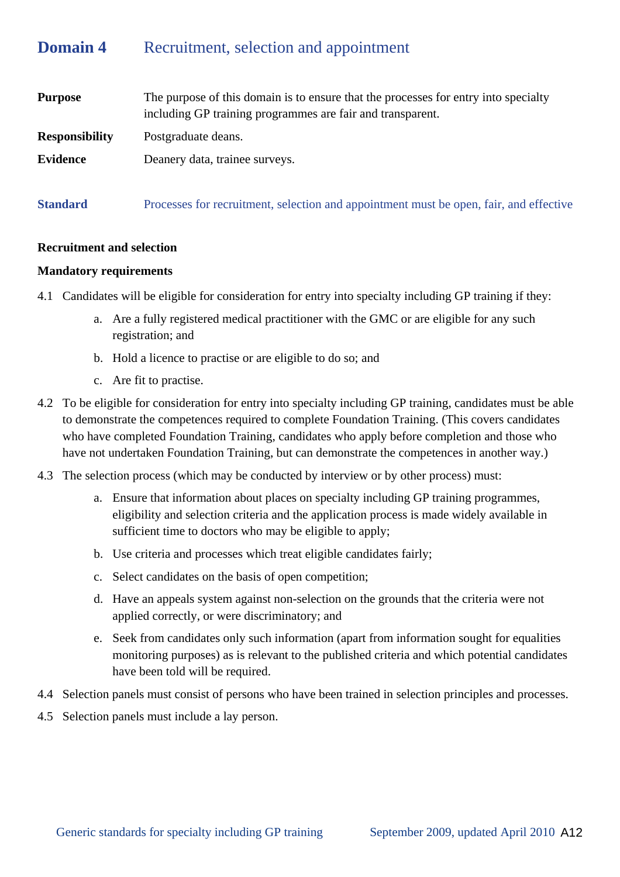## Domain 4 Recruitment, selection and appointment

**Purpose** The purpose of this domain is to ensure that the processes for entry into specialty including GP training programmes are fair and transparent.

**Responsibility** Postgraduate deans.

**Evidence** Deanery data, trainee surveys.

**Standard** Processes for recruitment, selection and appointment must be open, fair, and effective

**Recruitment and selection**

**Mandatory requirements**

4.1 Candidates will be eligible for consideration for entry into specialty including GP training if they:

a. Are a fully registered medical practitioner with the GMC or are eligible for any such registration; and

b. Hold a licence to practise or are eligible to do so; and

c. Are fit to practise.

4.2 To be eligible for consideration for entry into specialty including GP training, candidates must be able to demonstrate the competences required to complete Foundation Training. (This covers candidates who have completed Foundation Training, candidates who apply before completion and those who have not undertaken Foundation Training, but can demonstrate the competences in another way.)

4.3 The selection process (which may be conducted by interview or by other process) must:

a. Ensure that information about places on specialty including GP training programmes, eligibility and selection criteria and the application process is made widely available in sufficient time to doctors who may be eligible to apply;

b. Use criteria and processes which treat eligible candidates fairly;

c. Select candidates on the basis of open competition;

d. Have an appeals system against non-selection on the grounds that the criteria were not applied correctly, or were discriminatory; and

e. Seek from candidates only such information (apart from information sought for equalities monitoring purposes) as is relevant to the published criteria and which potential candidates have been told will be required.

4.4 Selection panels must consist of persons who have been trained in selection principles and processes.

4.5 Selection panels must include a lay person.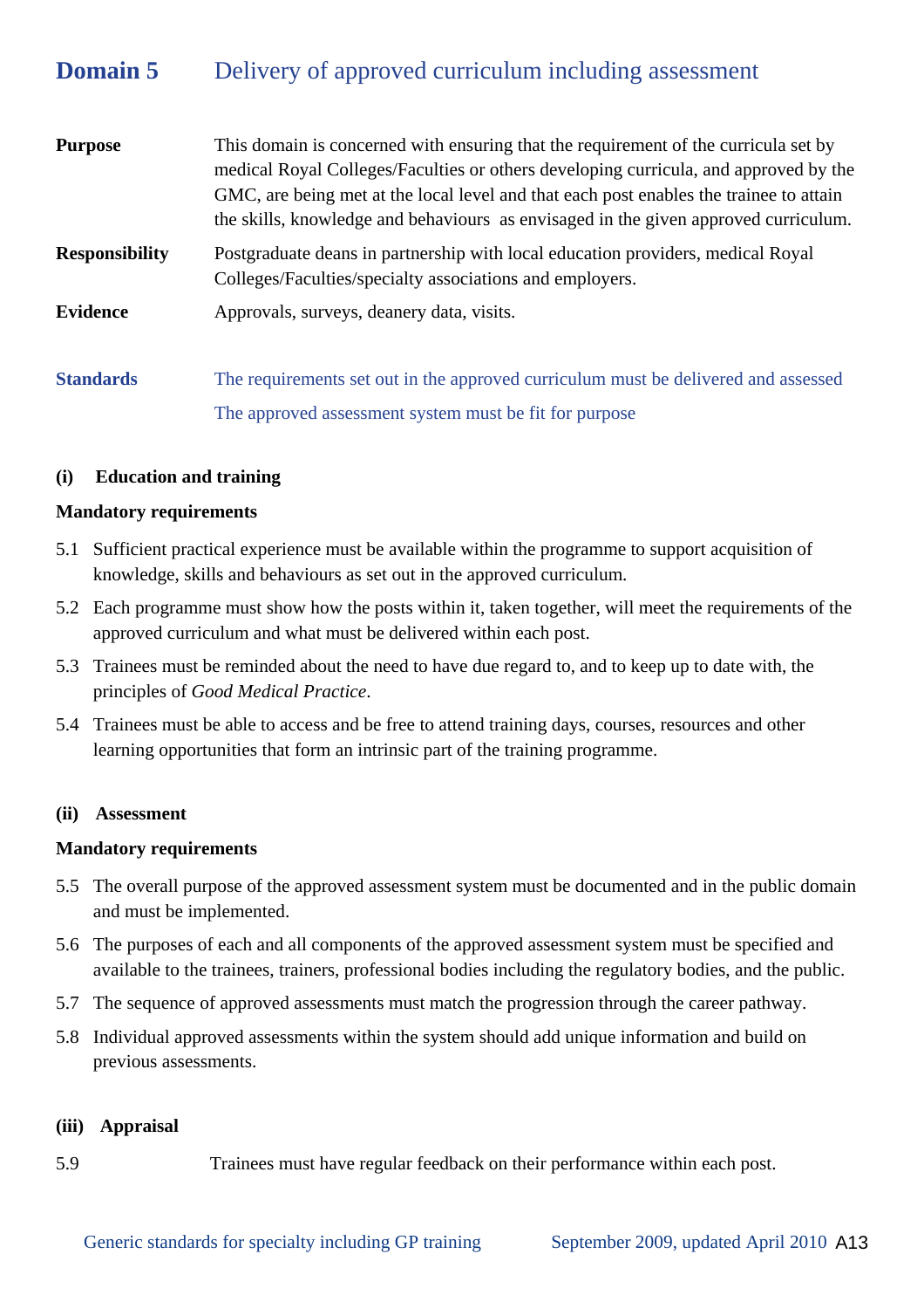## Domain 5 Delivery of approved curriculum including assessment

**Purpose** This domain is concerned with ensuring that the requirement of the curricula set by medical Royal Colleges/Faculties or others developing curricula, and approved by the GMC, are being met at the local level and that each post enables the trainee to attain the skills, knowledge and behaviours as envisaged in the given approved curriculum.

**Responsibility** Postgraduate deans in partnership with local education providers, medical Royal Colleges/Faculties/specialty associations and employers.

**Evidence** Approvals, surveys, deanery data, visits.

**Standards** The requirements set out in the approved curriculum must be delivered and assessed

The approved assessment system must be fit for purpose

### (i) Education and training

**Mandatory requirements**

5.1 Sufficient practical experience must be available within the programme to support acquisition of knowledge, skills and behaviours as set out in the approved curriculum.

5.2 Each programme must show how the posts within it, taken together, will meet the requirements of the approved curriculum and what must be delivered within each post.

5.3 Trainees must be reminded about the need to have due regard to, and to keep up to date with, the principles of *Good Medical Practice*.

5.4 Trainees must be able to access and be free to attend training days, courses, resources and other learning opportunities that form an intrinsic part of the training programme.

### (ii) Assessment

**Mandatory requirements**

5.5 The overall purpose of the approved assessment system must be documented and in the public domain and must be implemented.

5.6 The purposes of each and all components of the approved assessment system must be specified and available to the trainees, trainers, professional bodies including the regulatory bodies, and the public.

5.7 The sequence of approved assessments must match the progression through the career pathway.

5.8 Individual approved assessments within the system should add unique information and build on previous assessments.

### (iii) Appraisal

5.9 Trainees must have regular feedback on their performance within each post.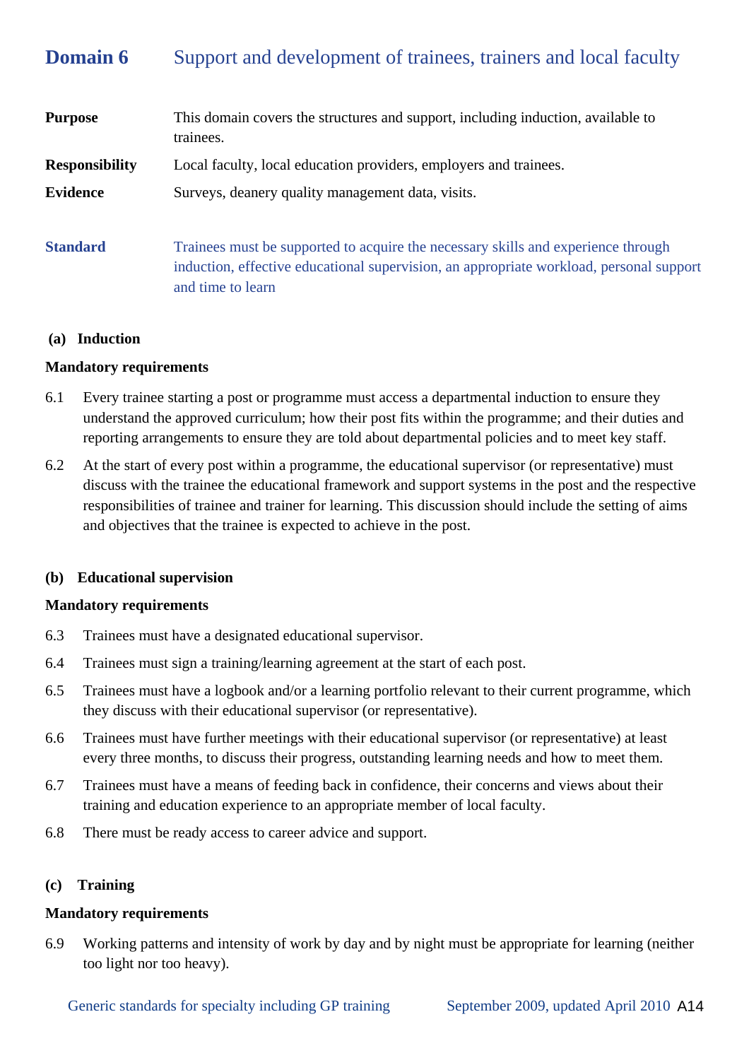## Domain 6 Support and development of trainees, trainers and local faculty

**Purpose** This domain covers the structures and support, including induction, available to trainees.

**Responsibility** Local faculty, local education providers, employers and trainees.

**Evidence** Surveys, deanery quality management data, visits.

**Standard** Trainees must be supported to acquire the necessary skills and experience through induction, effective educational supervision, an appropriate workload, personal support and time to learn

### (a) Induction

**Mandatory requirements**

6.1 Every trainee starting a post or programme must access a departmental induction to ensure they understand the approved curriculum; how their post fits within the programme; and their duties and reporting arrangements to ensure they are told about departmental policies and to meet key staff.

6.2 At the start of every post within a programme, the educational supervisor (or representative) must discuss with the trainee the educational framework and support systems in the post and the respective responsibilities of trainee and trainer for learning. This discussion should include the setting of aims and objectives that the trainee is expected to achieve in the post.

### (b) Educational supervision

**Mandatory requirements**

6.3 Trainees must have a designated educational supervisor.

6.4 Trainees must sign a training/learning agreement at the start of each post.

6.5 Trainees must have a logbook and/or a learning portfolio relevant to their current programme, which they discuss with their educational supervisor (or representative).

6.6 Trainees must have further meetings with their educational supervisor (or representative) at least every three months, to discuss their progress, outstanding learning needs and how to meet them.

6.7 Trainees must have a means of feeding back in confidence, their concerns and views about their training and education experience to an appropriate member of local faculty.

6.8 There must be ready access to career advice and support.

### (c) Training

**Mandatory requirements**

6.9 Working patterns and intensity of work by day and by night must be appropriate for learning (neither too light nor too heavy).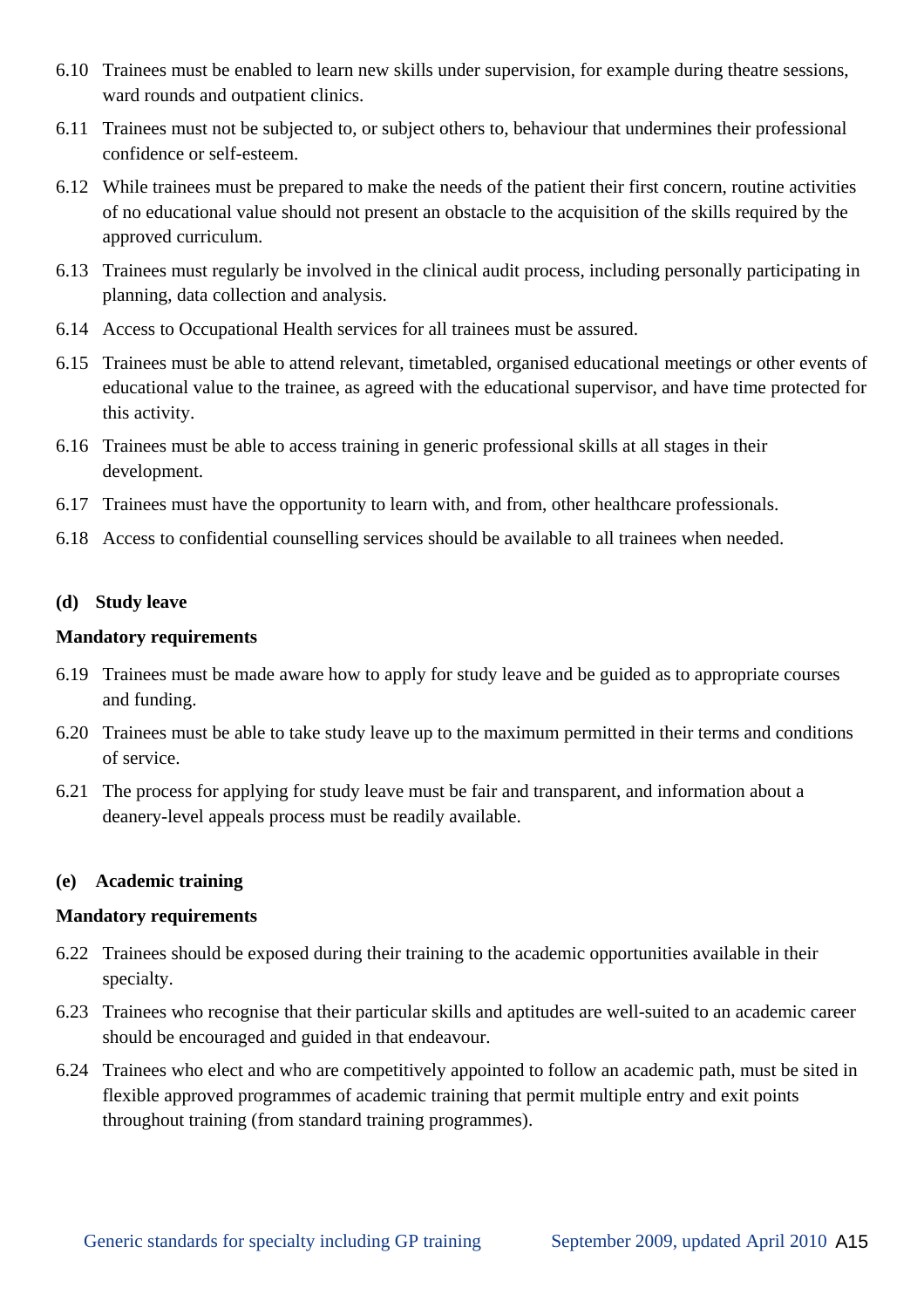6.10 Trainees must be enabled to learn new skills under supervision, for example during theatre sessions, ward rounds and outpatient clinics.

6.11 Trainees must not be subjected to, or subject others to, behaviour that undermines their professional confidence or self-esteem.

6.12 While trainees must be prepared to make the needs of the patient their first concern, routine activities of no educational value should not present an obstacle to the acquisition of the skills required by the approved curriculum.

6.13 Trainees must regularly be involved in the clinical audit process, including personally participating in planning, data collection and analysis.

6.14 Access to Occupational Health services for all trainees must be assured.

6.15 Trainees must be able to attend relevant, timetabled, organised educational meetings or other events of educational value to the trainee, as agreed with the educational supervisor, and have time protected for this activity.

6.16 Trainees must be able to access training in generic professional skills at all stages in their development.

6.17 Trainees must have the opportunity to learn with, and from, other healthcare professionals.

6.18 Access to confidential counselling services should be available to all trainees when needed.

**(d) Study leave**

**Mandatory requirements**

6.19 Trainees must be made aware how to apply for study leave and be guided as to appropriate courses and funding.

6.20 Trainees must be able to take study leave up to the maximum permitted in their terms and conditions of service.

6.21 The process for applying for study leave must be fair and transparent, and information about a deanery-level appeals process must be readily available.

**(e) Academic training**

**Mandatory requirements**

6.22 Trainees should be exposed during their training to the academic opportunities available in their specialty.

6.23 Trainees who recognise that their particular skills and aptitudes are well-suited to an academic career should be encouraged and guided in that endeavour.

6.24 Trainees who elect and who are competitively appointed to follow an academic path, must be sited in flexible approved programmes of academic training that permit multiple entry and exit points throughout training (from standard training programmes).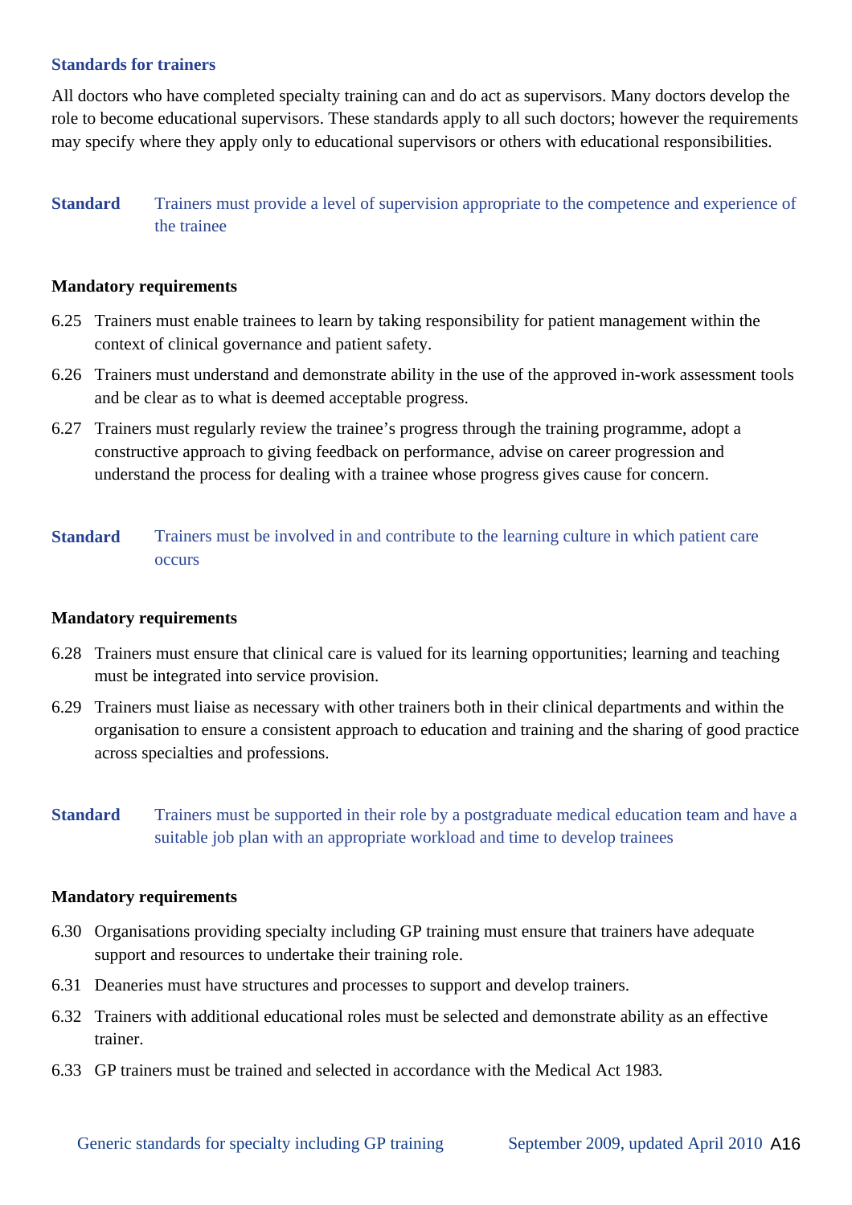### Standards for trainers

All doctors who have completed specialty training can and do act as supervisors. Many doctors develop the role to become educational supervisors. These standards apply to all such doctors; however the requirements may specify where they apply only to educational supervisors or others with educational responsibilities.

**Standard** Trainers must provide a level of supervision appropriate to the competence and experience of the trainee

**Mandatory requirements**

6.25 Trainers must enable trainees to learn by taking responsibility for patient management within the context of clinical governance and patient safety.

6.26 Trainers must understand and demonstrate ability in the use of the approved in-work assessment tools and be clear as to what is deemed acceptable progress.

6.27 Trainers must regularly review the trainee's progress through the training programme, adopt a constructive approach to giving feedback on performance, advise on career progression and understand the process for dealing with a trainee whose progress gives cause for concern.

**Standard** Trainers must be involved in and contribute to the learning culture in which patient care occurs

**Mandatory requirements**

6.28 Trainers must ensure that clinical care is valued for its learning opportunities; learning and teaching must be integrated into service provision.

6.29 Trainers must liaise as necessary with other trainers both in their clinical departments and within the organisation to ensure a consistent approach to education and training and the sharing of good practice across specialties and professions.

**Standard** Trainers must be supported in their role by a postgraduate medical education team and have a suitable job plan with an appropriate workload and time to develop trainees

**Mandatory requirements**

6.30 Organisations providing specialty including GP training must ensure that trainers have adequate support and resources to undertake their training role.

6.31 Deaneries must have structures and processes to support and develop trainers.

6.32 Trainers with additional educational roles must be selected and demonstrate ability as an effective trainer.

6.33 GP trainers must be trained and selected in accordance with the Medical Act 1983.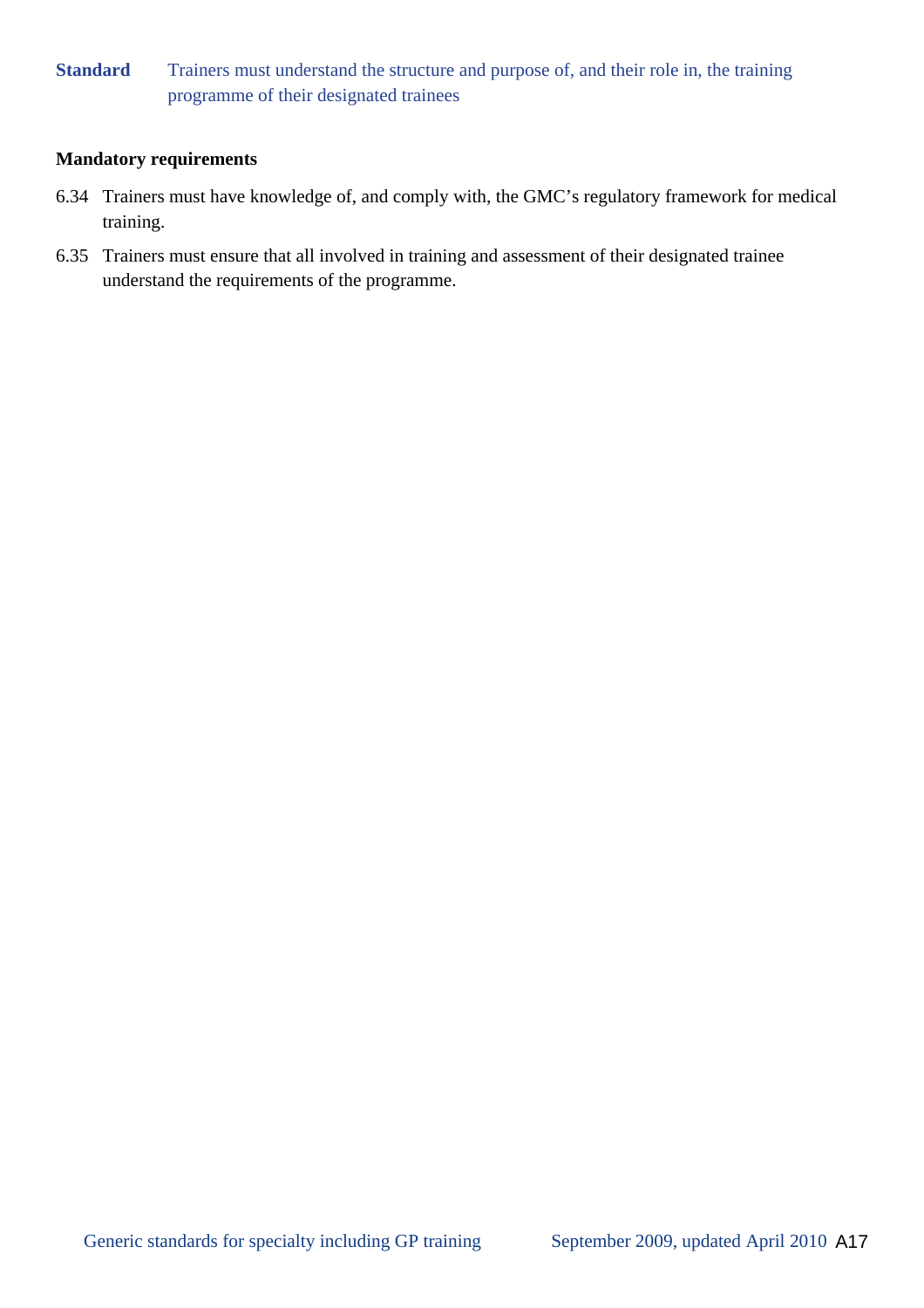**Standard** Trainers must understand the structure and purpose of, and their role in, the training programme of their designated trainees

**Mandatory requirements**

6.34 Trainers must have knowledge of, and comply with, the GMC's regulatory framework for medical training.

6.35 Trainers must ensure that all involved in training and assessment of their designated trainee understand the requirements of the programme.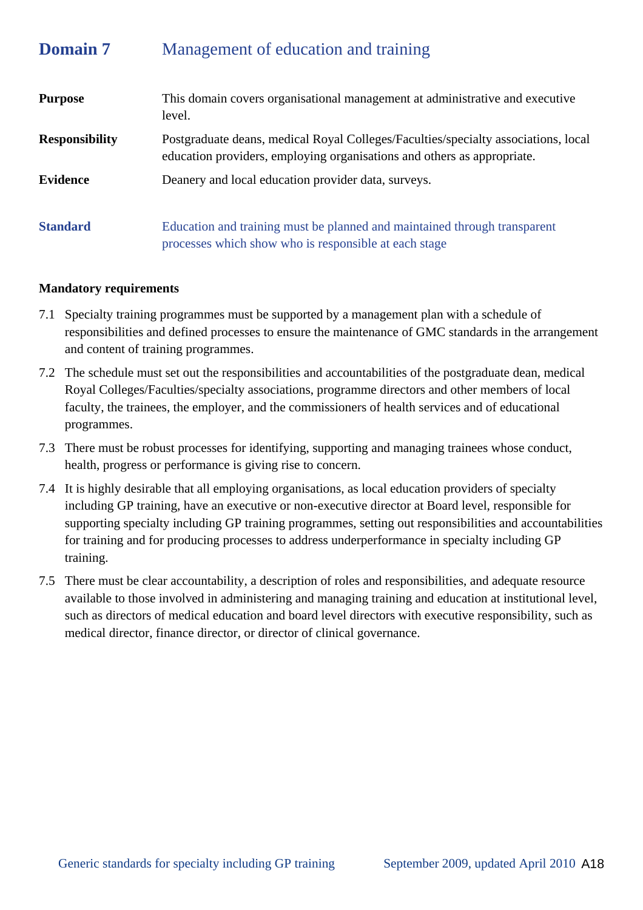## Domain 7 Management of education and training

**Purpose** This domain covers organisational management at administrative and executive level.

**Responsibility** Postgraduate deans, medical Royal Colleges/Faculties/specialty associations, local education providers, employing organisations and others as appropriate.

**Evidence** Deanery and local education provider data, surveys.

**Standard** Education and training must be planned and maintained through transparent processes which show who is responsible at each stage

**Mandatory requirements**

7.1 Specialty training programmes must be supported by a management plan with a schedule of responsibilities and defined processes to ensure the maintenance of GMC standards in the arrangement and content of training programmes.

7.2 The schedule must set out the responsibilities and accountabilities of the postgraduate dean, medical Royal Colleges/Faculties/specialty associations, programme directors and other members of local faculty, the trainees, the employer, and the commissioners of health services and of educational programmes.

7.3 There must be robust processes for identifying, supporting and managing trainees whose conduct, health, progress or performance is giving rise to concern.

7.4 It is highly desirable that all employing organisations, as local education providers of specialty including GP training, have an executive or non-executive director at Board level, responsible for supporting specialty including GP training programmes, setting out responsibilities and accountabilities for training and for producing processes to address underperformance in specialty including GP training.

7.5 There must be clear accountability, a description of roles and responsibilities, and adequate resource available to those involved in administering and managing training and education at institutional level, such as directors of medical education and board level directors with executive responsibility, such as medical director, finance director, or director of clinical governance.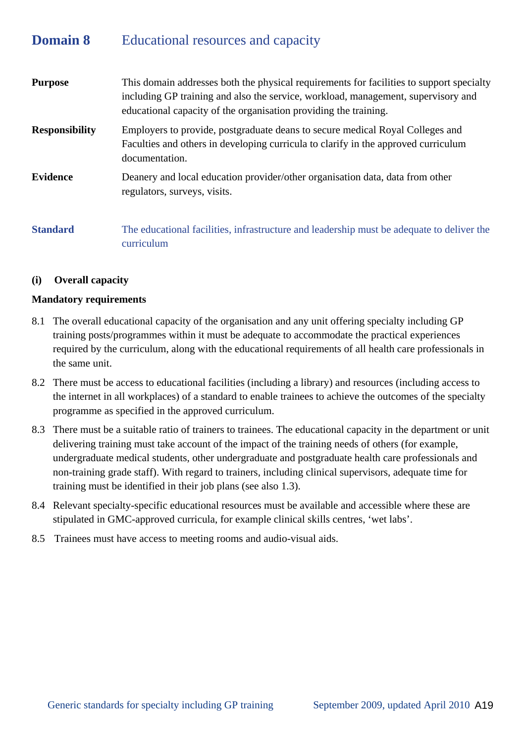# Domain 8 Educational resources and capacity

**Purpose** This domain addresses both the physical requirements for facilities to support specialty including GP training and also the service, workload, management, supervisory and educational capacity of the organisation providing the training.

**Responsibility** Employers to provide, postgraduate deans to secure medical Royal Colleges and Faculties and others in developing curricula to clarify in the approved curriculum documentation.

**Evidence** Deanery and local education provider/other organisation data, data from other regulators, surveys, visits.

**Standard** The educational facilities, infrastructure and leadership must be adequate to deliver the curriculum

### (i) Overall capacity

**Mandatory requirements**

8.1 The overall educational capacity of the organisation and any unit offering specialty including GP training posts/programmes within it must be adequate to accommodate the practical experiences required by the curriculum, along with the educational requirements of all health care professionals in the same unit.

8.2 There must be access to educational facilities (including a library) and resources (including access to the internet in all workplaces) of a standard to enable trainees to achieve the outcomes of the specialty programme as specified in the approved curriculum.

8.3 There must be a suitable ratio of trainers to trainees. The educational capacity in the department or unit delivering training must take account of the impact of the training needs of others (for example, undergraduate medical students, other undergraduate and postgraduate health care professionals and non-training grade staff). With regard to trainers, including clinical supervisors, adequate time for training must be identified in their job plans (see also 1.3).

8.4 Relevant specialty-specific educational resources must be available and accessible where these are stipulated in GMC-approved curricula, for example clinical skills centres, 'wet labs'.

8.5 Trainees must have access to meeting rooms and audio-visual aids.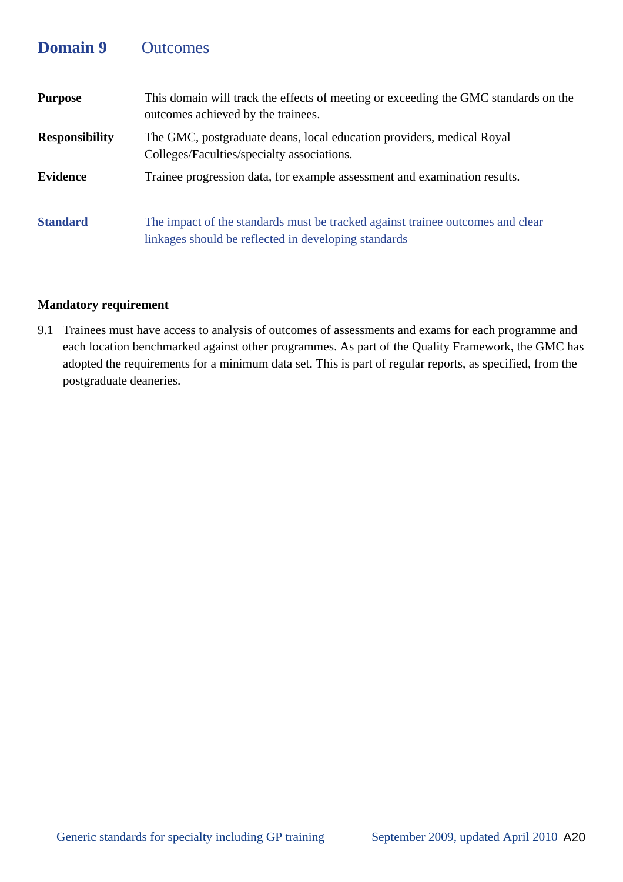## Domain 9 Outcomes

**Purpose** This domain will track the effects of meeting or exceeding the GMC standards on the outcomes achieved by the trainees.

**Responsibility** The GMC, postgraduate deans, local education providers, medical Royal Colleges/Faculties/specialty associations.

**Evidence** Trainee progression data, for example assessment and examination results.

**Standard** The impact of the standards must be tracked against trainee outcomes and clear linkages should be reflected in developing standards

**Mandatory requirement**

9.1 Trainees must have access to analysis of outcomes of assessments and exams for each programme and each location benchmarked against other programmes. As part of the Quality Framework, the GMC has adopted the requirements for a minimum data set. This is part of regular reports, as specified, from the postgraduate deaneries.